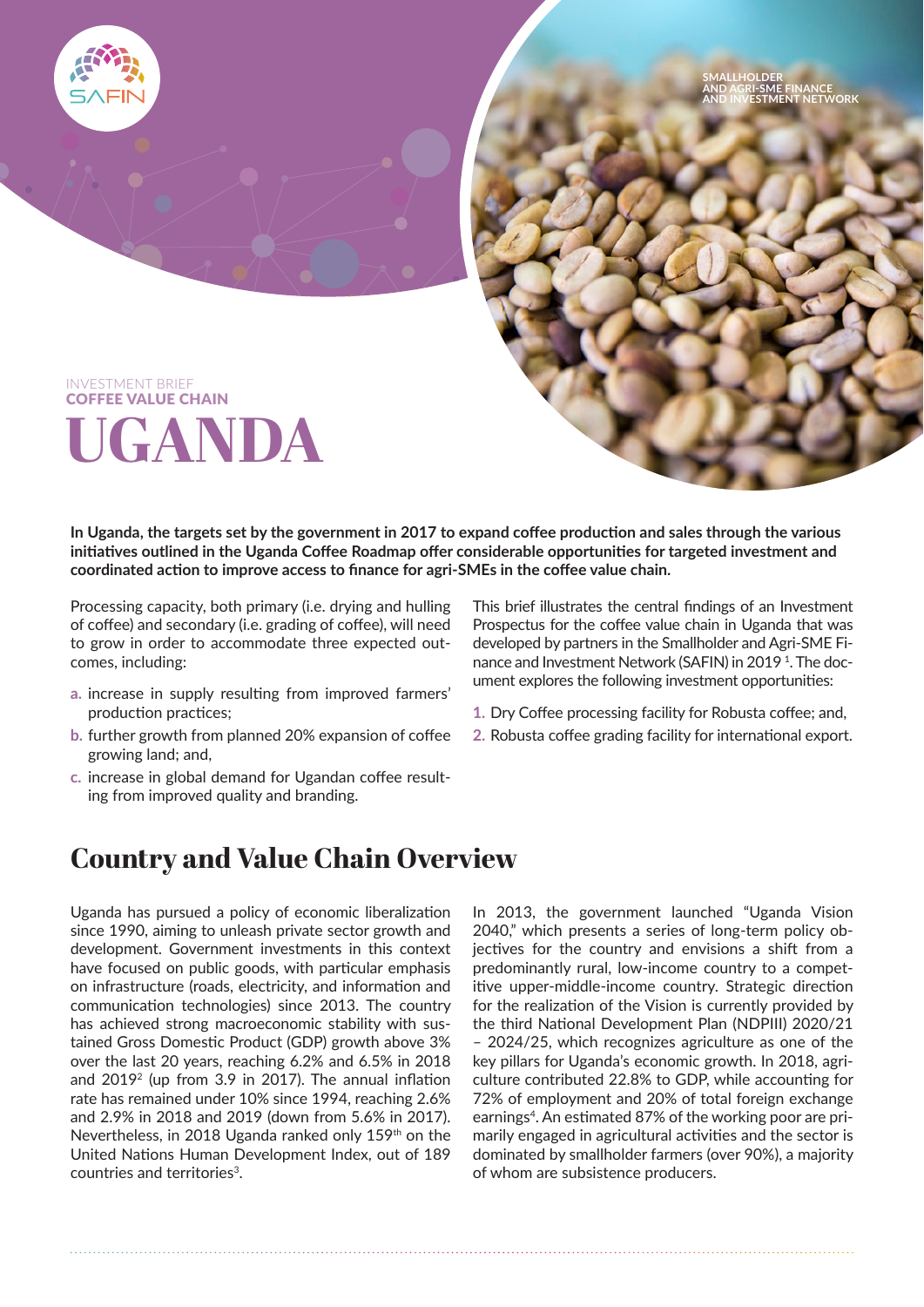SMALLHOLDER AND AGRI-SME FINANCE AND INVESTMENT NETWORK

INVESTMENT BRIEF

COFFEE VALUE CHAIN

# UGANDA

**In Uganda, the targets set by the government in 2017 to expand coffee production and sales through the various initiatives outlined in the Uganda Coffee Roadmap offer considerable opportunities for targeted investment and coordinated action to improve access to finance for agri-SMEs in the coffee value chain.**

Processing capacity, both primary (i.e. drying and hulling of coffee) and secondary (i.e. grading of coffee), will need to grow in order to accommodate three expected outcomes, including:

a. increase in supply resulting from improved farmers' production practices;
b. further growth from planned 20% expansion of coffee growing land; and,
c. increase in global demand for Ugandan coffee resulting from improved quality and branding.

This brief illustrates the central findings of an Investment Prospectus for the coffee value chain in Uganda that was developed by partners in the Smallholder and Agri-SME Finance and Investment Network (SAFIN) in 2019 [1]. The document explores the following investment opportunities:

1. Dry Coffee processing facility for Robusta coffee; and,
2. Robusta coffee grading facility for international export.

## Country and Value Chain Overview

Uganda has pursued a policy of economic liberalization since 1990, aiming to unleash private sector growth and development. Government investments in this context have focused on public goods, with particular emphasis on infrastructure (roads, electricity, and information and communication technologies) since 2013. The country has achieved strong macroeconomic stability with sustained Gross Domestic Product (GDP) growth above 3% over the last 20 years, reaching 6.2% and 6.5% in 2018 and 2019[2] (up from 3.9 in 2017). The annual inflation rate has remained under 10% since 1994, reaching 2.6% and 2.9% in 2018 and 2019 (down from 5.6% in 2017). Nevertheless, in 2018 Uganda ranked only 159th on the United Nations Human Development Index, out of 189 countries and territories[3].

In 2013, the government launched "Uganda Vision 2040," which presents a series of long-term policy objectives for the country and envisions a shift from a predominantly rural, low-income country to a competitive upper-middle-income country. Strategic direction for the realization of the Vision is currently provided by the third National Development Plan (NDPIII) 2020/21 – 2024/25, which recognizes agriculture as one of the key pillars for Uganda's economic growth. In 2018, agriculture contributed 22.8% to GDP, while accounting for 72% of employment and 20% of total foreign exchange earnings[4]. An estimated 87% of the working poor are primarily engaged in agricultural activities and the sector is dominated by smallholder farmers (over 90%), a majority of whom are subsistence producers.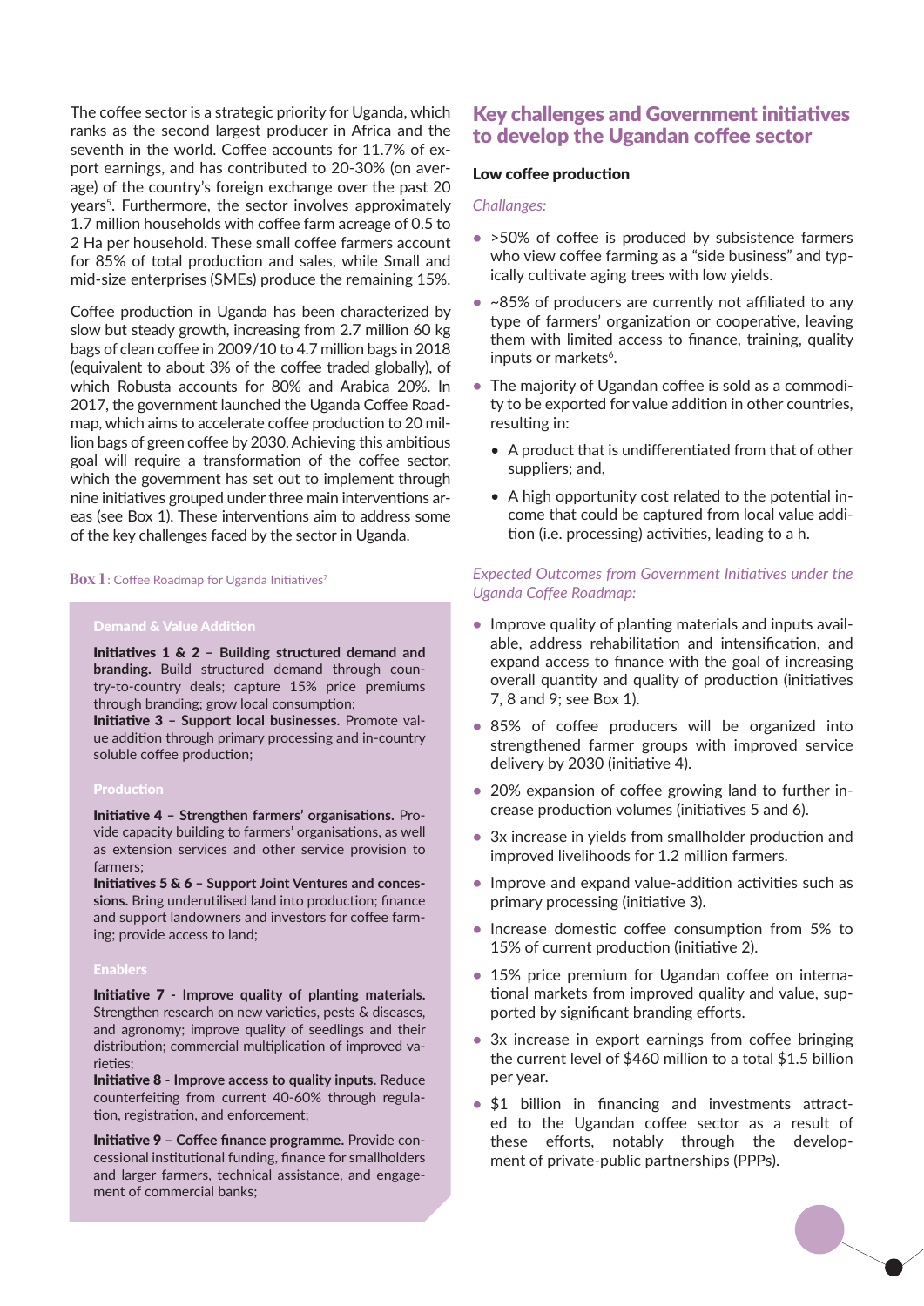The coffee sector is a strategic priority for Uganda, which ranks as the second largest producer in Africa and the seventh in the world. Coffee accounts for 11.7% of export earnings, and has contributed to 20-30% (on average) of the country's foreign exchange over the past 20 years[5]. Furthermore, the sector involves approximately 1.7 million households with coffee farm acreage of 0.5 to 2 Ha per household. These small coffee farmers account for 85% of total production and sales, while Small and mid-size enterprises (SMEs) produce the remaining 15%.

Coffee production in Uganda has been characterized by slow but steady growth, increasing from 2.7 million 60 kg bags of clean coffee in 2009/10 to 4.7 million bags in 2018 (equivalent to about 3% of the coffee traded globally), of which Robusta accounts for 80% and Arabica 20%. In 2017, the government launched the Uganda Coffee Roadmap, which aims to accelerate coffee production to 20 million bags of green coffee by 2030. Achieving this ambitious goal will require a transformation of the coffee sector, which the government has set out to implement through nine initiatives grouped under three main interventions areas (see Box 1). These interventions aim to address some of the key challenges faced by the sector in Uganda.

**Box 1**: Coffee Roadmap for Uganda Initiatives[7]

**Demand & Value Addition**

**Initiatives 1 & 2 – Building structured demand and branding.** Build structured demand through country-to-country deals; capture 15% price premiums through branding; grow local consumption;
**Initiative 3 – Support local businesses.** Promote value addition through primary processing and in-country soluble coffee production;

**Production**

**Initiative 4 – Strengthen farmers' organisations.** Provide capacity building to farmers' organisations, as well as extension services and other service provision to farmers;
**Initiatives 5 & 6 – Support Joint Ventures and concessions.** Bring underutilised land into production; finance and support landowners and investors for coffee farming; provide access to land;

**Enablers**

**Initiative 7 - Improve quality of planting materials.** Strengthen research on new varieties, pests & diseases, and agronomy; improve quality of seedlings and their distribution; commercial multiplication of improved varieties;
**Initiative 8 - Improve access to quality inputs.** Reduce counterfeiting from current 40-60% through regulation, registration, and enforcement;

**Initiative 9 – Coffee finance programme.** Provide concessional institutional funding, finance for smallholders and larger farmers, technical assistance, and engagement of commercial banks;

## Key challenges and Government initiatives to develop the Ugandan coffee sector

### Low coffee production

*Challanges:*

- >50% of coffee is produced by subsistence farmers who view coffee farming as a "side business" and typically cultivate aging trees with low yields.
- ~85% of producers are currently not affiliated to any type of farmers' organization or cooperative, leaving them with limited access to finance, training, quality inputs or markets[6].
- The majority of Ugandan coffee is sold as a commodity to be exported for value addition in other countries, resulting in:
  - A product that is undifferentiated from that of other suppliers; and,
  - A high opportunity cost related to the potential income that could be captured from local value addition (i.e. processing) activities, leading to a h.

*Expected Outcomes from Government Initiatives under the Uganda Coffee Roadmap:*

- Improve quality of planting materials and inputs available, address rehabilitation and intensification, and expand access to finance with the goal of increasing overall quantity and quality of production (initiatives 7, 8 and 9; see Box 1).
- 85% of coffee producers will be organized into strengthened farmer groups with improved service delivery by 2030 (initiative 4).
- 20% expansion of coffee growing land to further increase production volumes (initiatives 5 and 6).
- 3x increase in yields from smallholder production and improved livelihoods for 1.2 million farmers.
- Improve and expand value-addition activities such as primary processing (initiative 3).
- Increase domestic coffee consumption from 5% to 15% of current production (initiative 2).
- 15% price premium for Ugandan coffee on international markets from improved quality and value, supported by significant branding efforts.
- 3x increase in export earnings from coffee bringing the current level of $460 million to a total $1.5 billion per year.
- $1 billion in financing and investments attracted to the Ugandan coffee sector as a result of these efforts, notably through the development of private-public partnerships (PPPs).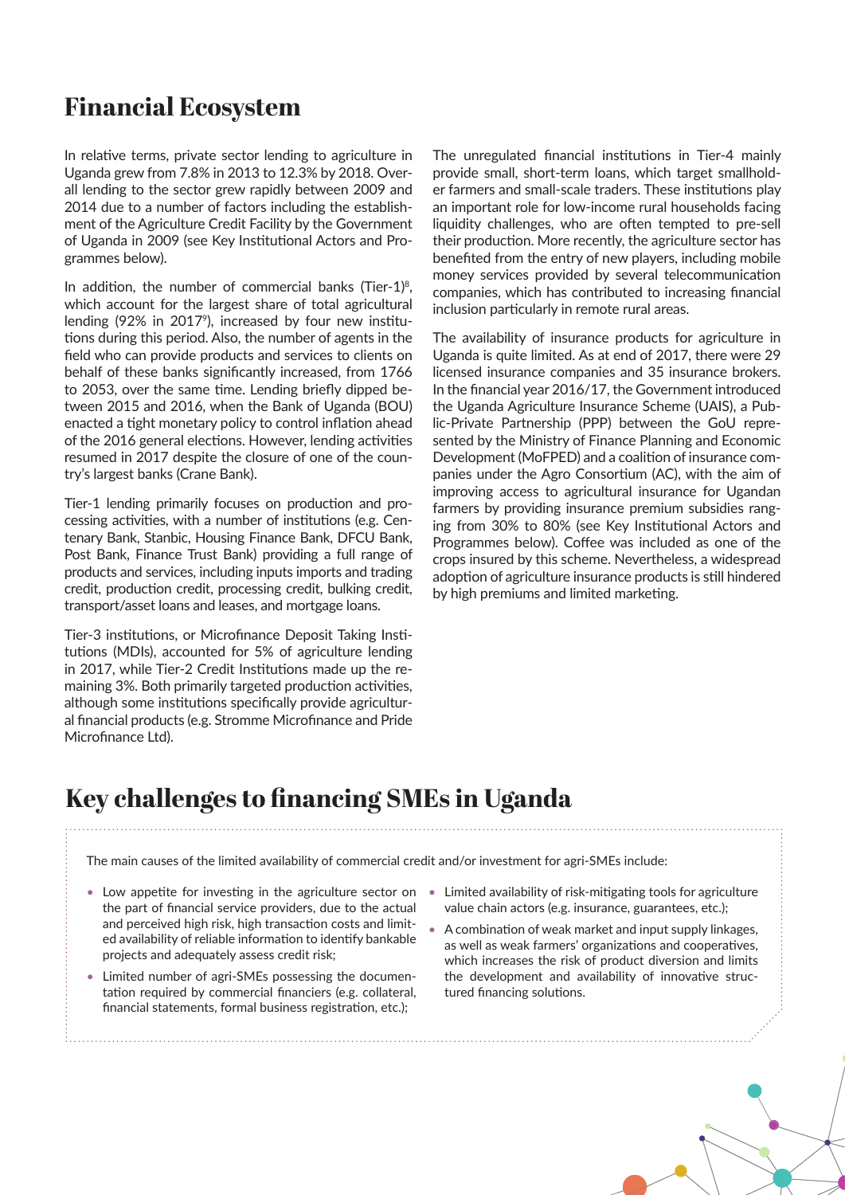## Financial Ecosystem

In relative terms, private sector lending to agriculture in Uganda grew from 7.8% in 2013 to 12.3% by 2018. Overall lending to the sector grew rapidly between 2009 and 2014 due to a number of factors including the establishment of the Agriculture Credit Facility by the Government of Uganda in 2009 (see Key Institutional Actors and Programmes below).

In addition, the number of commercial banks (Tier-1)[8], which account for the largest share of total agricultural lending (92% in 2017[9]), increased by four new institutions during this period. Also, the number of agents in the field who can provide products and services to clients on behalf of these banks significantly increased, from 1766 to 2053, over the same time. Lending briefly dipped between 2015 and 2016, when the Bank of Uganda (BOU) enacted a tight monetary policy to control inflation ahead of the 2016 general elections. However, lending activities resumed in 2017 despite the closure of one of the country's largest banks (Crane Bank).

Tier-1 lending primarily focuses on production and processing activities, with a number of institutions (e.g. Centenary Bank, Stanbic, Housing Finance Bank, DFCU Bank, Post Bank, Finance Trust Bank) providing a full range of products and services, including inputs imports and trading credit, production credit, processing credit, bulking credit, transport/asset loans and leases, and mortgage loans.

Tier-3 institutions, or Microfinance Deposit Taking Institutions (MDIs), accounted for 5% of agriculture lending in 2017, while Tier-2 Credit Institutions made up the remaining 3%. Both primarily targeted production activities, although some institutions specifically provide agricultural financial products (e.g. Stromme Microfinance and Pride Microfinance Ltd).

The unregulated financial institutions in Tier-4 mainly provide small, short-term loans, which target smallholder farmers and small-scale traders. These institutions play an important role for low-income rural households facing liquidity challenges, who are often tempted to pre-sell their production. More recently, the agriculture sector has benefited from the entry of new players, including mobile money services provided by several telecommunication companies, which has contributed to increasing financial inclusion particularly in remote rural areas.

The availability of insurance products for agriculture in Uganda is quite limited. As at end of 2017, there were 29 licensed insurance companies and 35 insurance brokers. In the financial year 2016/17, the Government introduced the Uganda Agriculture Insurance Scheme (UAIS), a Public-Private Partnership (PPP) between the GoU represented by the Ministry of Finance Planning and Economic Development (MoFPED) and a coalition of insurance companies under the Agro Consortium (AC), with the aim of improving access to agricultural for Ugandan farmers by providing insurance premium subsidies ranging from 30% to 80% (see Key Institutional Actors and Programmes below). Coffee was included as one of the crops insured by this scheme. Nevertheless, a widespread adoption of agriculture insurance products is still hindered by high premiums and limited marketing.

## Key challenges to financing SMEs in Uganda

The main causes of the limited availability of commercial credit and/or investment for agri-SMEs include:

- Low appetite for investing in the agriculture sector on the part of financial service providers, due to the actual and perceived high risk, high transaction costs and limited availability of reliable information to identify bankable projects and adequately assess credit risk;
- Limited number of agri-SMEs possessing the documentation required by commercial financiers (e.g. collateral, financial statements, formal business registration, etc.);
- Limited availability of risk-mitigating tools for agriculture value chain actors (e.g. insurance, guarantees, etc.);
- A combination of weak market and input supply linkages, as well as weak farmers' organizations and cooperatives, which increases the risk of product diversion and limits the development and availability of innovative structured financing solutions.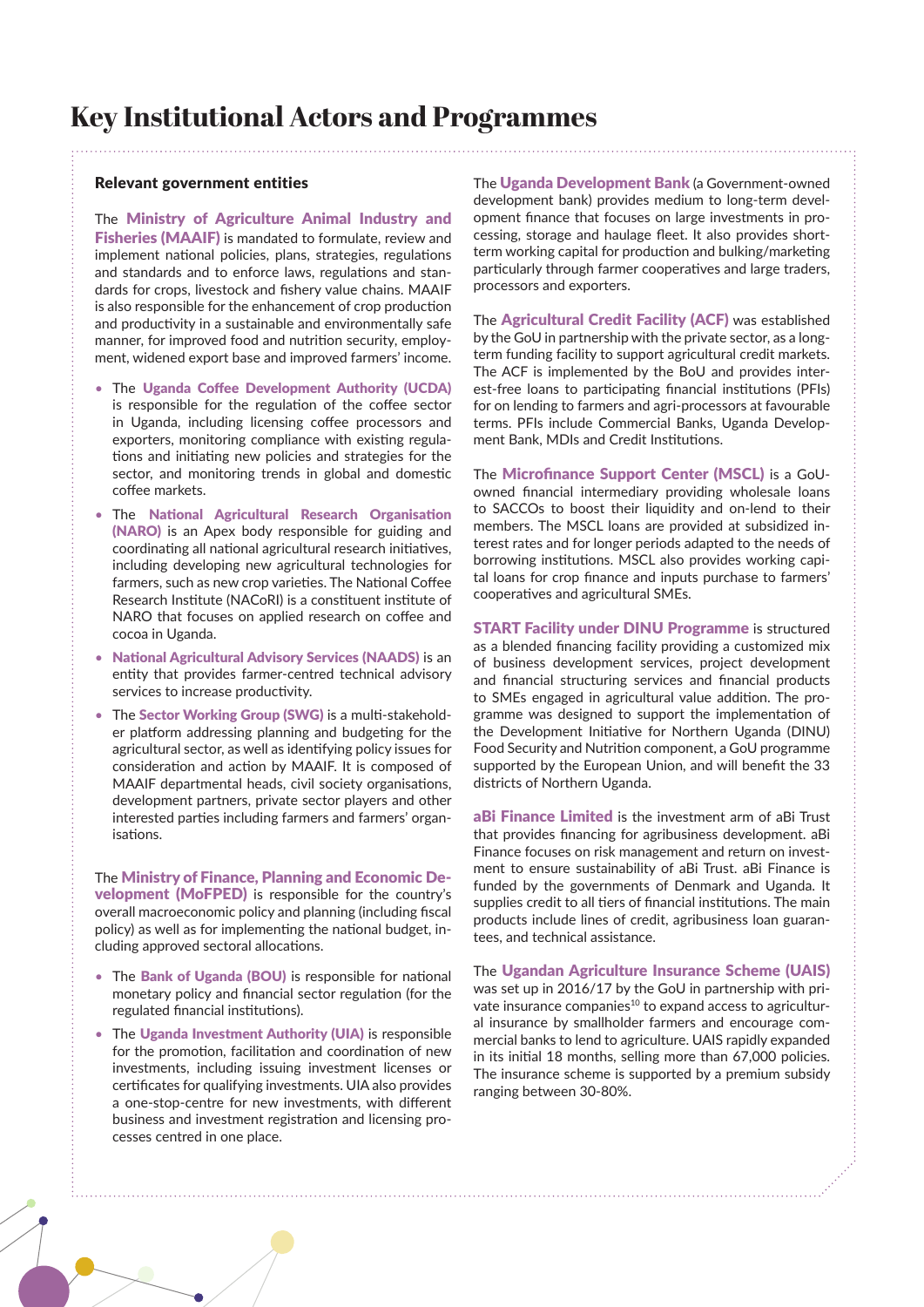# Key Institutional Actors and Programmes

### Relevant government entities

The **Ministry of Agriculture Animal Industry and Fisheries (MAAIF)** is mandated to formulate, review and implement national policies, plans, strategies, regulations and standards and to enforce laws, regulations and standards for crops, livestock and fishery value chains. MAAIF is also responsible for the enhancement of crop production and productivity in a sustainable and environmentally safe manner, for improved food and nutrition security, employment, widened export base and improved farmers' income.

- The **Uganda Coffee Development Authority (UCDA)** is responsible for the regulation of the coffee sector in Uganda, including licensing coffee processors and exporters, monitoring compliance with existing regulations and initiating new policies and strategies for the sector, and monitoring trends in global and domestic coffee markets.
- The **National Agricultural Research Organisation (NARO)** is an Apex body responsible for guiding and coordinating all national agricultural research initiatives, including developing new agricultural technologies for farmers, such as new crop varieties. The National Coffee Research Institute (NACoRI) is a constituent institute of NARO that focuses on applied research on coffee and cocoa in Uganda.
- **National Agricultural Advisory Services (NAADS)** is an entity that provides farmer-centred technical advisory services to increase productivity.
- The **Sector Working Group (SWG)** is a multi-stakeholder platform addressing planning and budgeting for the agricultural sector, as well as identifying policy issues for consideration and action by MAAIF. It is composed of MAAIF departmental heads, civil society organisations, development partners, private sector players and other interested parties including farmers and farmers' organisations.

The **Ministry of Finance, Planning and Economic Development (MoFPED)** is responsible for the country's overall macroeconomic policy and planning (including fiscal policy) as well as for implementing the national budget, including approved sectoral allocations.

- The **Bank of Uganda (BOU)** is responsible for national monetary policy and financial sector regulation (for the regulated financial institutions).
- The **Uganda Investment Authority (UIA)** is responsible for the promotion, facilitation and coordination of new investments, including issuing investment licenses or certificates for qualifying investments. UIA also provides a one-stop-centre for new investments, with different business and investment registration and licensing processes centred in one place.

The **Uganda Development Bank** (a Government-owned development bank) provides medium to long-term development finance that focuses on large investments in processing, storage and haulage fleet. It also provides short-term working capital for production and bulking/marketing particularly through farmer cooperatives and large traders, processors and exporters.

The **Agricultural Credit Facility (ACF)** was established by the GoU in partnership with the private sector, as a long-term funding facility to support agricultural credit markets. The ACF is implemented by the BoU and provides interest-free loans to participating financial institutions (PFIs) for on lending to farmers and agri-processors at favourable terms. PFIs include Commercial Banks, Uganda Development Bank, MDIs and Credit Institutions.

The **Microfinance Support Center (MSCL)** is a GoU-owned financial intermediary providing wholesale loans to SACCOs to boost their liquidity and on-lend to their members. The MSCL loans are provided at subsidized interest rates and for longer periods adapted to the needs of borrowing institutions. MSCL also provides working capital loans for crop finance and inputs purchase to farmers' cooperatives and agricultural SMEs.

**START Facility under DINU Programme** is structured as a blended financing facility providing a customized mix of business development services, project development and financial structuring services and financial products to SMEs engaged in agricultural value addition. The programme was designed to support the implementation of the Development Initiative for Northern Uganda (DINU) Food Security and Nutrition component, a GoU programme supported by the European Union, and will benefit the 33 districts of Northern Uganda.

**aBi Finance Limited** is the investment arm of aBi Trust that provides financing for agribusiness development. aBi Finance focuses on risk management and return on investment to ensure sustainability of aBi Trust. aBi Finance is funded by the governments of Denmark and Uganda. It supplies credit to all tiers of financial institutions. The main products include lines of credit, agribusiness loan guarantees, and technical assistance.

The **Ugandan Agriculture Insurance Scheme (UAIS)** was set up in 2016/17 by the GoU in partnership with private insurance companies[10] to expand access to agricultural insurance by smallholder farmers and encourage commercial banks to lend to agriculture. UAIS rapidly expanded in its initial 18 months, selling more than 67,000 policies. The insurance scheme is supported by a premium subsidy ranging between 30-80%.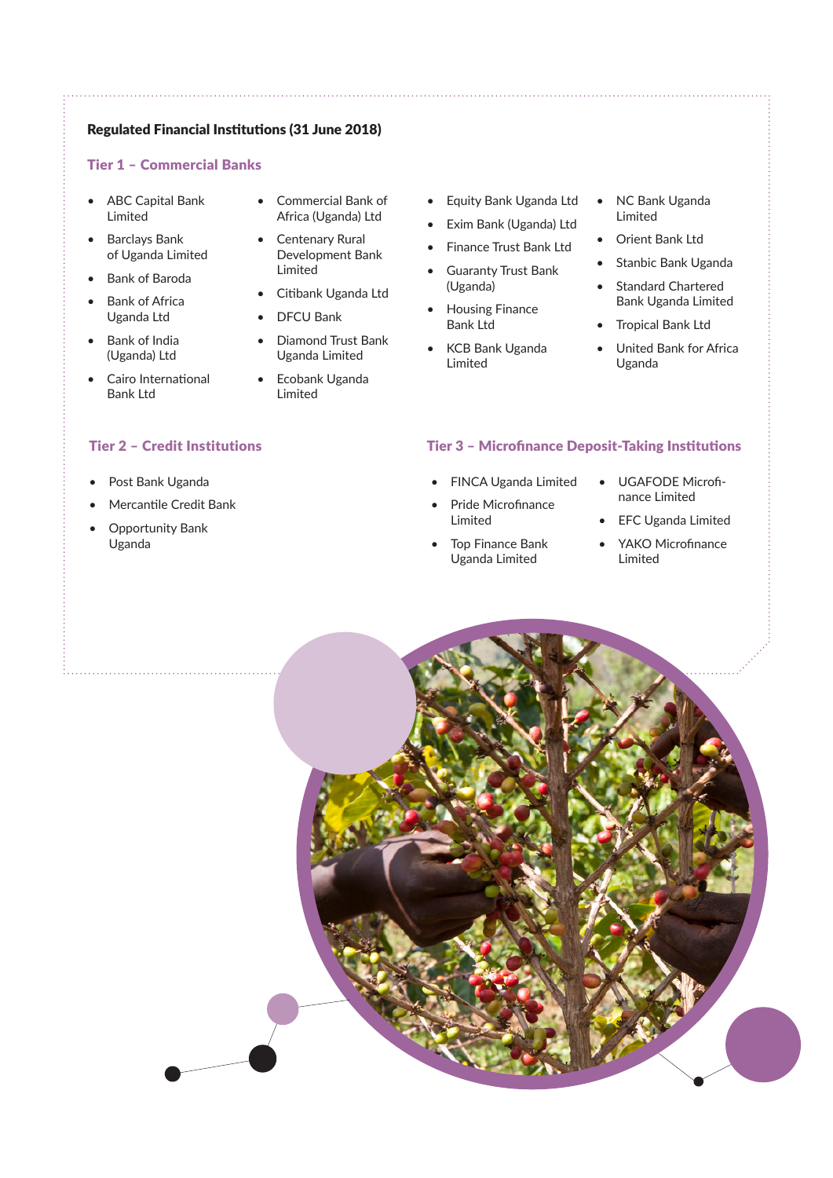## Regulated Financial Institutions (31 June 2018)

### Tier 1 – Commercial Banks

- ABC Capital Bank Limited
- Barclays Bank of Uganda Limited
- Bank of Baroda
- Bank of Africa Uganda Ltd
- Bank of India (Uganda) Ltd
- Cairo International Bank Ltd
- Commercial Bank of Africa (Uganda) Ltd
- Centenary Rural Development Bank Limited
- Citibank Uganda Ltd
- DFCU Bank
- Diamond Trust Bank Uganda Limited
- Ecobank Uganda Limited
- Equity Bank Uganda Ltd
- Exim Bank (Uganda) Ltd
- Finance Trust Bank Ltd
- Guaranty Trust Bank (Uganda)
- Housing Finance Bank Ltd
- KCB Bank Uganda Limited
- NC Bank Uganda Limited
- Orient Bank Ltd
- Stanbic Bank Uganda
- Standard Chartered Bank Uganda Limited
- Tropical Bank Ltd
- United Bank for Africa Uganda

### Tier 2 – Credit Institutions

- Post Bank Uganda
- Mercantile Credit Bank
- Opportunity Bank Uganda

### Tier 3 – Microfinance Deposit-Taking Institutions

- FINCA Uganda Limited
- Pride Microfinance Limited
- Top Finance Bank Uganda Limited
- UGAFODE Microfinance Limited
- EFC Uganda Limited
- YAKO Microfinance Limited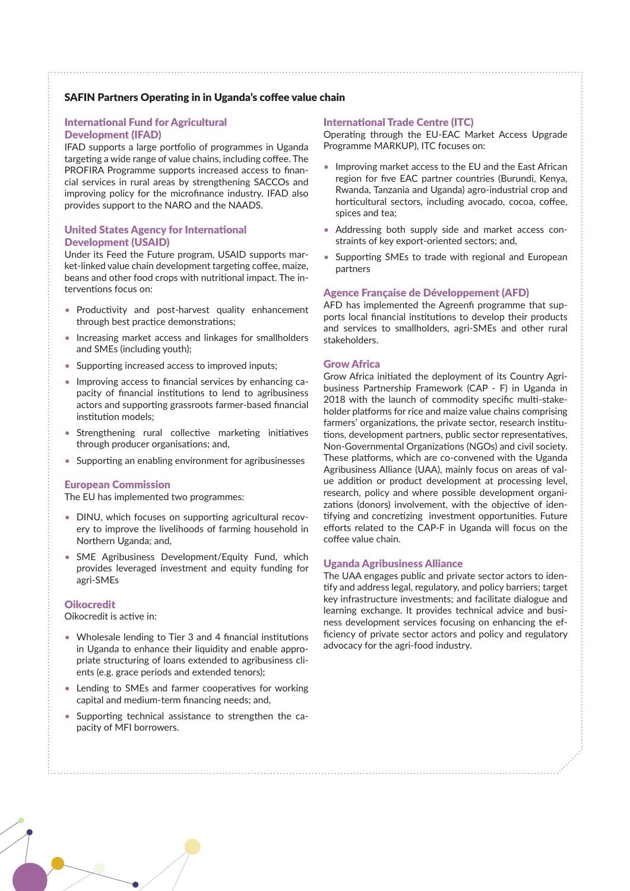## SAFIN Partners Operating in in Uganda's coffee value chain

### International Fund for Agricultural Development (IFAD)

IFAD supports a large portfolio of programmes in Uganda targeting a wide range of value chains, including coffee. The PROFIRA Programme supports increased access to financial services in rural areas by strengthening SACCOs and improving policy for the microfinance industry. IFAD also provides support to the NARO and the NAADS.

### United States Agency for International Development (USAID)

Under its Feed the Future program, USAID supports market-linked value chain development targeting coffee, maize, beans and other food crops with nutritional impact. The interventions focus on:

- Productivity and post-harvest quality enhancement through best practice demonstrations;
- Increasing market access and linkages for smallholders and SMEs (including youth);
- Supporting increased access to improved inputs;
- Improving access to financial services by enhancing capacity of financial institutions to lend to agribusiness actors and supporting grassroots farmer-based financial institution models;
- Strengthening rural collective marketing initiatives through producer organisations; and,
- Supporting an enabling environment for agribusinesses

### European Commission

The EU has implemented two programmes:

- DINU, which focuses on supporting agricultural recovery to improve the livelihoods of farming household in Northern Uganda; and,
- SME Agribusiness Development/Equity Fund, which provides leveraged investment and equity funding for agri-SMEs

### Oikocredit

Oikocredit is active in:

- Wholesale lending to Tier 3 and 4 financial institutions in Uganda to enhance their liquidity and enable appropriate structuring of loans extended to agribusiness clients (e.g. grace periods and extended tenors);
- Lending to SMEs and farmer cooperatives for working capital and medium-term financing needs; and,
- Supporting technical assistance to strengthen the capacity of MFI borrowers.

### International Trade Centre (ITC)

Operating through the EU-EAC Market Access Upgrade Programme MARKUP), ITC focuses on:

- Improving market access to the EU and the East African region for five EAC partner countries (Burundi, Kenya, Rwanda, Tanzania and Uganda) agro-industrial crop and horticultural sectors, including avocado, cocoa, coffee, spices and tea;
- Addressing both supply side and market access constraints of key export-oriented sectors; and,
- Supporting SMEs to trade with regional and European partners

### Agence Française de Développement (AFD)

AFD has implemented the Agreenfi programme that supports local financial institutions to develop their products and services to smallholders, agri-SMEs and other rural stakeholders.

### Grow Africa

Grow Africa initiated the deployment of its Country Agribusiness Partnership Framework (CAP - F) in Uganda in 2018 with the launch of commodity specific multi-stakeholder platforms for rice and maize value chains comprising farmers' organizations, the private sector, research institutions, development partners, public sector representatives, Non-Governmental Organizations (NGOs) and civil society. These platforms, which are co-convened with the Uganda Agribusiness Alliance (UAA), mainly focus on areas of value addition or product development at processing level, research, policy and where possible development organizations (donors) involvement, with the objective of identifying and concretizing investment opportunities. Future efforts related to the CAP-F in Uganda will focus on the coffee value chain.

### Uganda Agribusiness Alliance

The UAA engages public and private sector actors to identify and address legal, regulatory, and policy barriers; target key infrastructure investments; and facilitate dialogue and learning exchange. It provides technical advice and business development services focusing on enhancing the efficiency of private sector actors and policy and regulatory advocacy for the agri-food industry.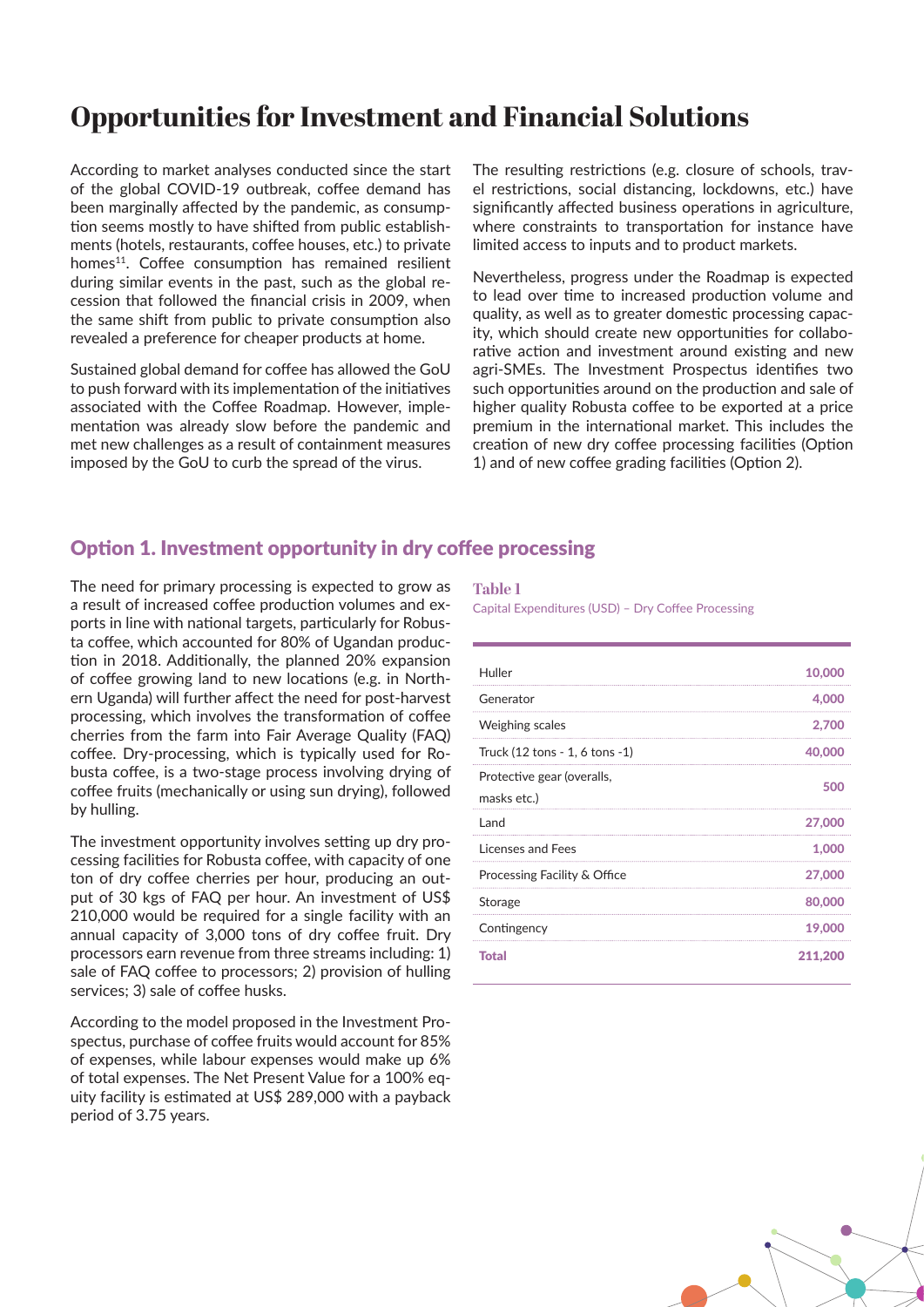# Opportunities for Investment and Financial Solutions

According to market analyses conducted since the start of the global COVID-19 outbreak, coffee demand has been marginally affected by the pandemic, as consumption seems mostly to have shifted from public establishments (hotels, restaurants, coffee houses, etc.) to private homes[11]. Coffee consumption has remained resilient during similar events in the past, such as the global recession that followed the financial crisis in 2009, when the same shift from public to private consumption also revealed a preference for cheaper products at home.

Sustained global demand for coffee has allowed the GoU to push forward with its implementation of the initiatives associated with the Coffee Roadmap. However, implementation was already slow before the pandemic and met new challenges as a result of containment measures imposed by the GoU to curb the spread of the virus.

The resulting restrictions (e.g. closure of schools, travel restrictions, social distancing, lockdowns, etc.) have significantly affected business operations in agriculture, where constraints to transportation for instance have limited access to inputs and to product markets.

Nevertheless, progress under the Roadmap is expected to lead over time to increased production volume and quality, as well as to greater domestic processing capacity, which should create new opportunities for collaborative action and investment around existing and new agri-SMEs. The Investment Prospectus identifies two such opportunities around on the production and sale of higher quality Robusta coffee to be exported at a price premium in the international market. This includes the creation of new dry coffee processing facilities (Option 1) and of new coffee grading facilities (Option 2).

## Option 1. Investment opportunity in dry coffee processing

The need for primary processing is expected to grow as a result of increased coffee production volumes and exports in line with national targets, particularly for Robusta coffee, which accounted for 80% of Ugandan production in 2018. Additionally, the planned 20% expansion of coffee growing land to new locations (e.g. in Northern Uganda) will further affect the need for post-harvest processing, which involves the transformation of coffee cherries from the farm into Fair Average Quality (FAQ) coffee. Dry-processing, which is typically used for Robusta coffee, is a two-stage process involving drying of coffee fruits (mechanically or using sun drying), followed by hulling.

The investment opportunity involves setting up dry processing facilities for Robusta coffee, with capacity of one ton of dry coffee cherries per hour, producing an output of 30 kgs of FAQ per hour. An investment of US$ 210,000 would be required for a single facility with an annual capacity of 3,000 tons of dry coffee fruit. Dry processors earn revenue from three streams including: 1) sale of FAQ coffee to processors; 2) provision of hulling services; 3) sale of coffee husks.

According to the model proposed in the Investment Prospectus, purchase of coffee fruits would account for 85% of expenses, while labour expenses would make up 6% of total expenses. The Net Present Value for a 100% equity facility is estimated at US$ 289,000 with a payback period of 3.75 years.

**Table 1**

Capital Expenditures (USD) – Dry Coffee Processing

| Item | USD |
|---|---|
| Huller | 10,000 |
| Generator | 4,000 |
| Weighing scales | 2,700 |
| Truck (12 tons - 1, 6 tons -1) | 40,000 |
| Protective gear (overalls, masks etc.) | 500 |
| Land | 27,000 |
| Licenses and Fees | 1,000 |
| Processing Facility & Office | 27,000 |
| Storage | 80,000 |
| Contingency | 19,000 |
| **Total** | **211,200** |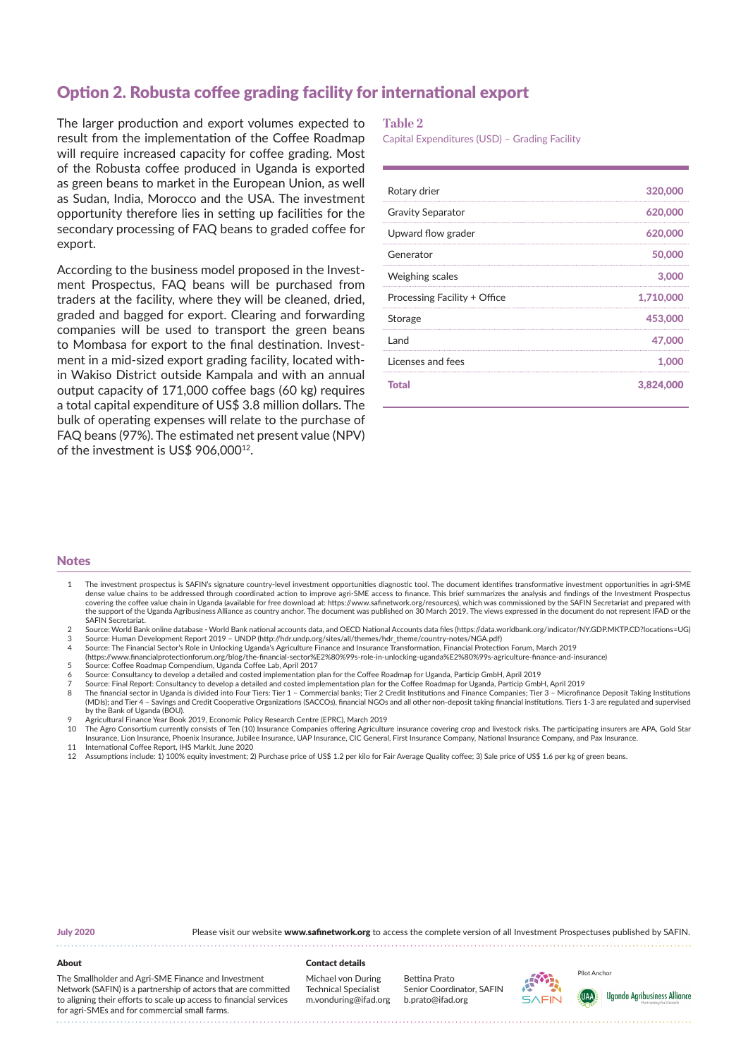## Option 2. Robusta coffee grading facility for international export

The larger production and export volumes expected to result from the implementation of the Coffee Roadmap will require increased capacity for coffee grading. Most of the Robusta coffee produced in Uganda is exported as green beans to market in the European Union, as well as Sudan, India, Morocco and the USA. The investment opportunity therefore lies in setting up facilities for the secondary processing of FAQ beans to graded coffee for export.

According to the business model proposed in the Investment Prospectus, FAQ beans will be purchased from traders at the facility, where they will be cleaned, dried, graded and bagged for export. Clearing and forwarding companies will be used to transport the green beans to Mombasa for export to the final destination. Investment in a mid-sized export grading facility, located within Wakiso District outside Kampala and with an annual output capacity of 171,000 coffee bags (60 kg) requires a total capital expenditure of US$ 3.8 million dollars. The bulk of operating expenses will relate to the purchase of FAQ beans (97%). The estimated net present value (NPV) of the investment is US$ 906,000[12].

**Table 2**

Capital Expenditures (USD) – Grading Facility

| | |
|---|---|
| Rotary drier | 320,000 |
| Gravity Separator | 620,000 |
| Upward flow grader | 620,000 |
| Generator | 50,000 |
| Weighing scales | 3,000 |
| Processing Facility + Office | 1,710,000 |
| Storage | 453,000 |
| Land | 47,000 |
| Licenses and fees | 1,000 |
| **Total** | **3,824,000** |

### Notes

1. The investment prospectus is SAFIN's signature country-level investment opportunities diagnostic tool. The document identifies transformative investment opportunities in agri-SME dense value chains to be addressed through coordinated action to improve agri-SME access to finance. This brief summarizes the analysis and findings of the Investment Prospectus covering the coffee value chain in Uganda (available for free download at: https://www.safinetwork.org/resources), which was commissioned by the SAFIN Secretariat and prepared with the support of the Uganda Agribusiness Alliance as country anchor. The document was published on 30 March 2019. The views expressed in the document do not represent IFAD or the SAFIN Secretariat.
2. Source: World Bank online database - World Bank national accounts data, and OECD National Accounts data files (https://data.worldbank.org/indicator/NY.GDP.MKTP.CD?locations=UG)
3. Source: Human Development Report 2019 – UNDP (http://hdr.undp.org/sites/all/themes/hdr_theme/country-notes/NGA.pdf)
4. Source: The Financial Sector's Role in Unlocking Uganda's Agriculture Finance and Insurance Transformation, Financial Protection Forum, March 2019 (https://www.financialprotectionforum.org/blog/the-financial-sector%E2%80%99s-role-in-unlocking-uganda%E2%80%99s-agriculture-finance-and-insurance)
5. Source: Coffee Roadmap Compendium, Uganda Coffee Lab, April 2017
6. Source: Consultancy to develop a detailed and costed implementation plan for the Coffee Roadmap for Uganda, Particip GmbH, April 2019
7. Source: Final Report: Consultancy to develop a detailed and costed implementation plan for the Coffee Roadmap for Uganda, Particip GmbH, April 2019
8. The financial sector in Uganda is divided into Four Tiers: Tier 1 – Commercial banks; Tier 2 Credit Institutions and Finance Companies; Tier 3 – Microfinance Deposit Taking Institutions (MDIs); and Tier 4 – Savings and Credit Cooperative Organizations (SACCOs), financial NGOs and all other non-deposit taking financial institutions. Tiers 1-3 are regulated and supervised by the Bank of Uganda (BOU).
9. Agricultural Finance Year Book 2019, Economic Policy Research Centre (EPRC), March 2019
10. The Agro Consortium currently consists of Ten (10) Insurance Companies offering Agriculture insurance covering crop and livestock risks. The participating insurers are APA, Gold Star Insurance, Lion Insurance, Phoenix Insurance, Jubilee Insurance, UAP Insurance, CIC General, First Insurance Company, National Insurance Company, and Pax Insurance.
11. International Coffee Report, IHS Markit, June 2020
12. Assumptions include: 1) 100% equity investment; 2) Purchase price of US$ 1.2 per kilo for Fair Average Quality coffee; 3) Sale price of US$ 1.6 per kg of green beans.

**July 2020**

Please visit our website **www.safinetwork.org** to access the complete version of all Investment Prospectuses published by SAFIN.

**About**

The Smallholder and Agri-SME Finance and Investment Network (SAFIN) is a partnership of actors that are committed to aligning their efforts to scale up access to financial services for agri-SMEs and for commercial small farms.

**Contact details**

Michael von During
Technical Specialist
m.vonduring@ifad.org

Bettina Prato
Senior Coordinator, SAFIN
b.prato@ifad.org

SAFIN

Pilot Anchor

Uganda Agribusiness Alliance